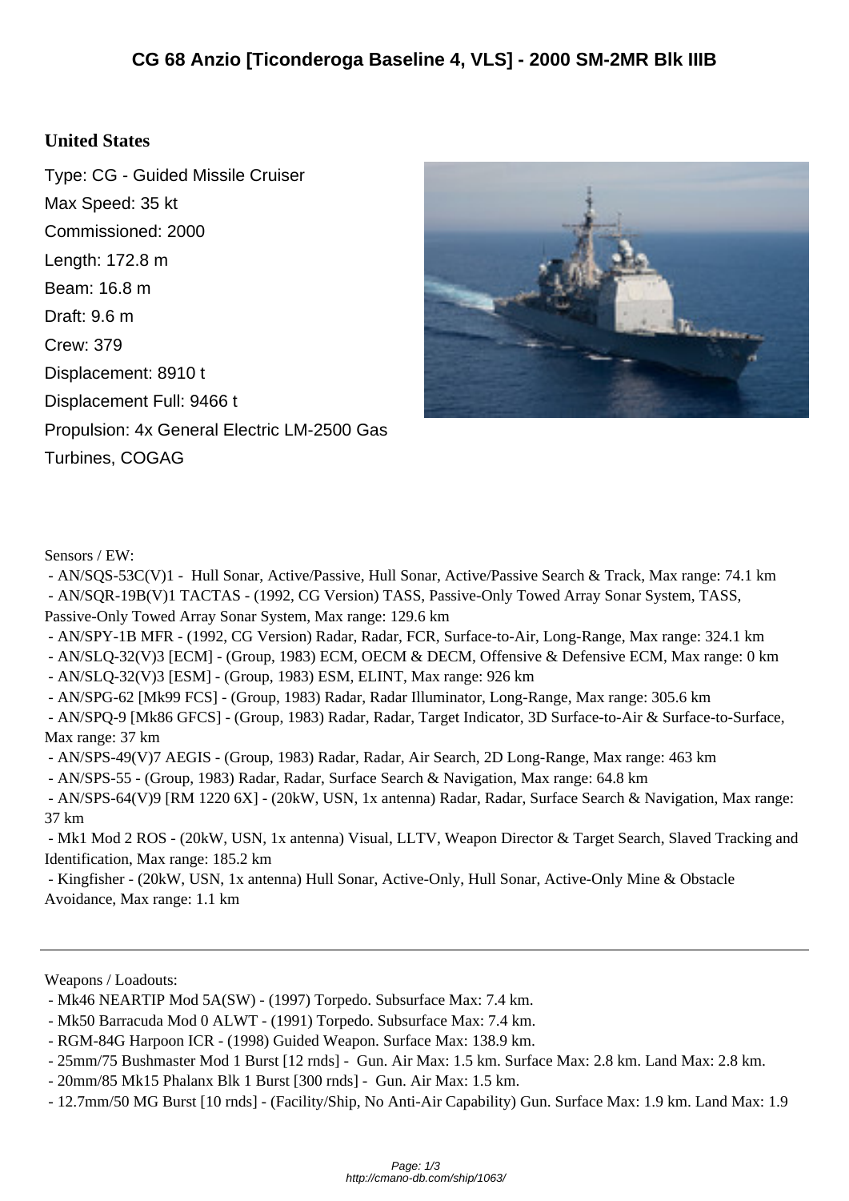# CG 68 Anzio [Ticonderoga Baseline 4, VLS] - 2000 SM-2MR Blk IIIB

## United States

Type: CG - Guided Missile Cruiser
Max Speed: 35 kt
Commissioned: 2000
Length: 172.8 m
Beam: 16.8 m
Draft: 9.6 m
Crew: 379
Displacement: 8910 t
Displacement Full: 9466 t
Propulsion: 4x General Electric LM-2500 Gas Turbines, COGAG

Sensors / EW:

- AN/SQS-53C(V)1 - Hull Sonar, Active/Passive, Hull Sonar, Active/Passive Search & Track, Max range: 74.1 km
- AN/SQR-19B(V)1 TACTAS - (1992, CG Version) TASS, Passive-Only Towed Array Sonar System, TASS, Passive-Only Towed Array Sonar System, Max range: 129.6 km
- AN/SPY-1B MFR - (1992, CG Version) Radar, Radar, FCR, Surface-to-Air, Long-Range, Max range: 324.1 km
- AN/SLQ-32(V)3 [ECM] - (Group, 1983) ECM, OECM & DECM, Offensive & Defensive ECM, Max range: 0 km
- AN/SLQ-32(V)3 [ESM] - (Group, 1983) ESM, ELINT, Max range: 926 km
- AN/SPG-62 [Mk99 FCS] - (Group, 1983) Radar, Radar Illuminator, Long-Range, Max range: 305.6 km
- AN/SPQ-9 [Mk86 GFCS] - (Group, 1983) Radar, Radar, Target Indicator, 3D Surface-to-Air & Surface-to-Surface, Max range: 37 km
- AN/SPS-49(V)7 AEGIS - (Group, 1983) Radar, Radar, Air Search, 2D Long-Range, Max range: 463 km
- AN/SPS-55 - (Group, 1983) Radar, Radar, Surface Search & Navigation, Max range: 64.8 km
- AN/SPS-64(V)9 [RM 1220 6X] - (20kW, USN, 1x antenna) Radar, Radar, Surface Search & Navigation, Max range: 37 km
- Mk1 Mod 2 ROS - (20kW, USN, 1x antenna) Visual, LLTV, Weapon Director & Target Search, Slaved Tracking and Identification, Max range: 185.2 km
- Kingfisher - (20kW, USN, 1x antenna) Hull Sonar, Active-Only, Hull Sonar, Active-Only Mine & Obstacle Avoidance, Max range: 1.1 km

---

Weapons / Loadouts:

- Mk46 NEARTIP Mod 5A(SW) - (1997) Torpedo. Subsurface Max: 7.4 km.
- Mk50 Barracuda Mod 0 ALWT - (1991) Torpedo. Subsurface Max: 7.4 km.
- RGM-84G Harpoon ICR - (1998) Guided Weapon. Surface Max: 138.9 km.
- 25mm/75 Bushmaster Mod 1 Burst [12 rnds] - Gun. Air Max: 1.5 km. Surface Max: 2.8 km. Land Max: 2.8 km.
- 20mm/85 Mk15 Phalanx Blk 1 Burst [300 rnds] - Gun. Air Max: 1.5 km.
- 12.7mm/50 MG Burst [10 rnds] - (Facility/Ship, No Anti-Air Capability) Gun. Surface Max: 1.9 km. Land Max: 1.9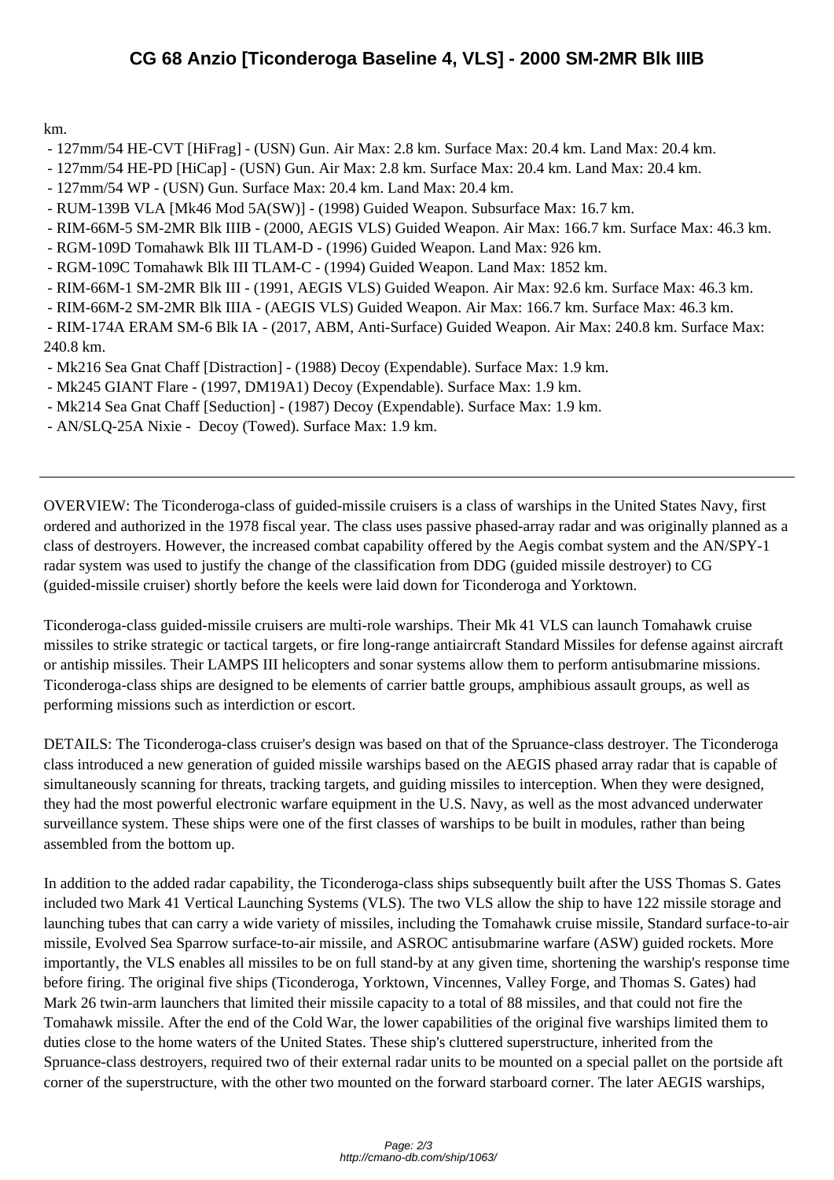km.

- 127mm/54 HE-CVT [HiFrag] - (USN) Gun. Air Max: 2.8 km. Surface Max: 20.4 km. Land Max: 20.4 km.
- 127mm/54 HE-PD [HiCap] - (USN) Gun. Air Max: 2.8 km. Surface Max: 20.4 km. Land Max: 20.4 km.
- 127mm/54 WP - (USN) Gun. Surface Max: 20.4 km. Land Max: 20.4 km.
- RUM-139B VLA [Mk46 Mod 5A(SW)] - (1998) Guided Weapon. Subsurface Max: 16.7 km.
- RIM-66M-5 SM-2MR Blk IIIB - (2000, AEGIS VLS) Guided Weapon. Air Max: 166.7 km. Surface Max: 46.3 km.
- RGM-109D Tomahawk Blk III TLAM-D - (1996) Guided Weapon. Land Max: 926 km.
- RGM-109C Tomahawk Blk III TLAM-C - (1994) Guided Weapon. Land Max: 1852 km.
- RIM-66M-1 SM-2MR Blk III - (1991, AEGIS VLS) Guided Weapon. Air Max: 92.6 km. Surface Max: 46.3 km.
- RIM-66M-2 SM-2MR Blk IIIA - (AEGIS VLS) Guided Weapon. Air Max: 166.7 km. Surface Max: 46.3 km.
- RIM-174A ERAM SM-6 Blk IA - (2017, ABM, Anti-Surface) Guided Weapon. Air Max: 240.8 km. Surface Max: 240.8 km.
- Mk216 Sea Gnat Chaff [Distraction] - (1988) Decoy (Expendable). Surface Max: 1.9 km.
- Mk245 GIANT Flare - (1997, DM19A1) Decoy (Expendable). Surface Max: 1.9 km.
- Mk214 Sea Gnat Chaff [Seduction] - (1987) Decoy (Expendable). Surface Max: 1.9 km.
- AN/SLQ-25A Nixie - Decoy (Towed). Surface Max: 1.9 km.

---

OVERVIEW: The Ticonderoga-class of guided-missile cruisers is a class of warships in the United States Navy, first ordered and authorized in the 1978 fiscal year. The class uses passive phased-array radar and was originally planned as a class of destroyers. However, the increased combat capability offered by the Aegis combat system and the AN/SPY-1 radar system was used to justify the change of the classification from DDG (guided missile destroyer) to CG (guided-missile cruiser) shortly before the keels were laid down for Ticonderoga and Yorktown.

Ticonderoga-class guided-missile cruisers are multi-role warships. Their Mk 41 VLS can launch Tomahawk cruise missiles to strike strategic or tactical targets, or fire long-range antiaircraft Standard Missiles for defense against aircraft or antiship missiles. Their LAMPS III helicopters and sonar systems allow them to perform antisubmarine missions. Ticonderoga-class ships are designed to be elements of carrier battle groups, amphibious assault groups, as well as performing missions such as interdiction or escort.

DETAILS: The Ticonderoga-class cruiser's design was based on that of the Spruance-class destroyer. The Ticonderoga class introduced a new generation of guided missile warships based on the AEGIS phased array radar that is capable of simultaneously scanning for threats, tracking targets, and guiding missiles to interception. When they were designed, they had the most powerful electronic warfare equipment in the U.S. Navy, as well as the most advanced underwater surveillance system. These ships were one of the first classes of warships to be built in modules, rather than being assembled from the bottom up.

In addition to the added radar capability, the Ticonderoga-class ships subsequently built after the USS Thomas S. Gates included two Mark 41 Vertical Launching Systems (VLS). The two VLS allow the ship to have 122 missile storage and launching tubes that can carry a wide variety of missiles, including the Tomahawk cruise missile, Standard surface-to-air missile, Evolved Sea Sparrow surface-to-air missile, and ASROC antisubmarine warfare (ASW) guided rockets. More importantly, the VLS enables all missiles to be on full stand-by at any given time, shortening the warship's response time before firing. The original five ships (Ticonderoga, Yorktown, Vincennes, Valley Forge, and Thomas S. Gates) had Mark 26 twin-arm launchers that limited their missile capacity to a total of 88 missiles, and that could not fire the Tomahawk missile. After the end of the Cold War, the lower capabilities of the original five warships limited them to duties close to the home waters of the United States. These ship's cluttered superstructure, inherited from the Spruance-class destroyers, required two of their external radar units to be mounted on a special pallet on the portside aft corner of the superstructure, with the other two mounted on the forward starboard corner. The later AEGIS warships,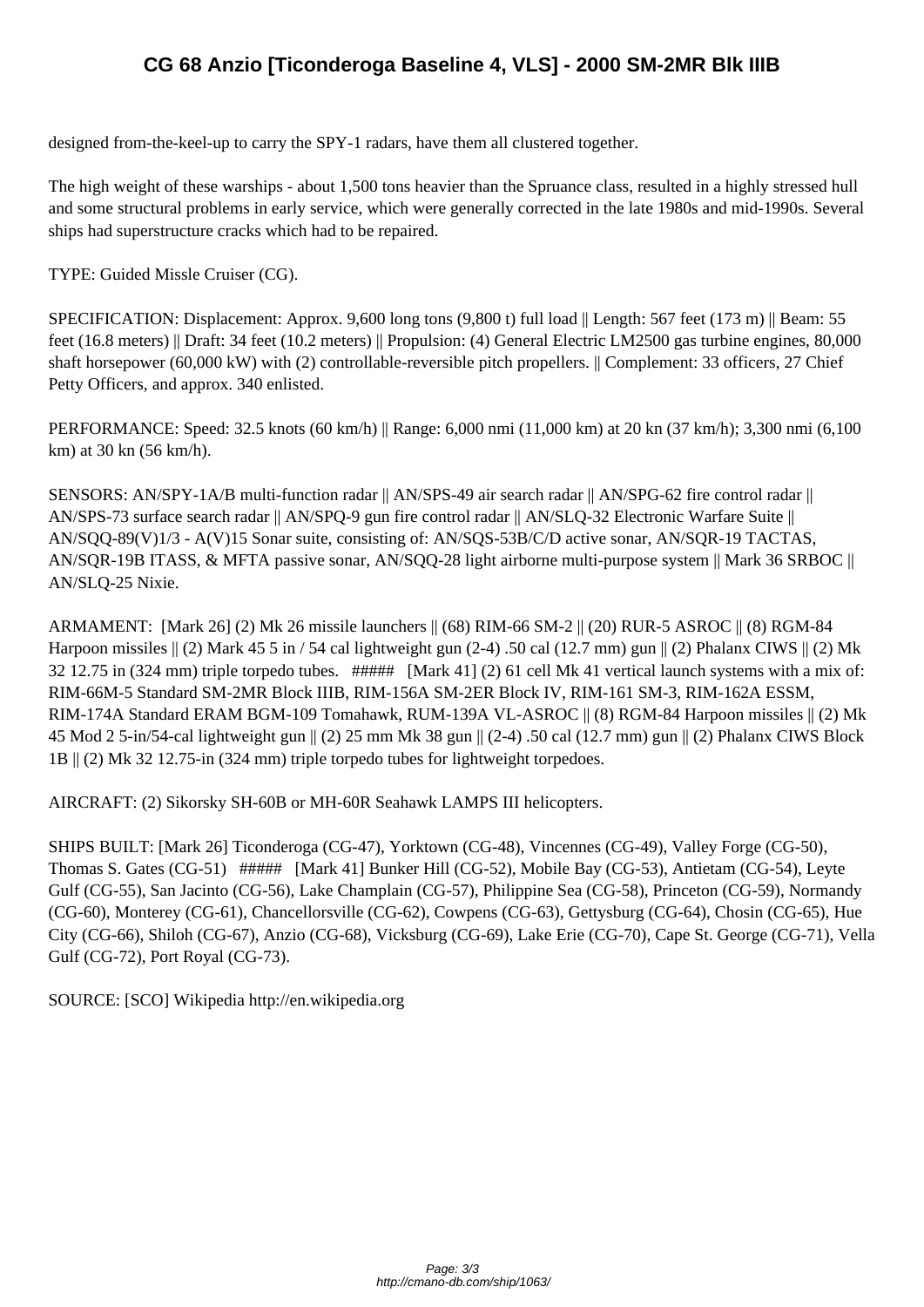designed from-the-keel-up to carry the SPY-1 radars, have them all clustered together.

The high weight of these warships - about 1,500 tons heavier than the Spruance class, resulted in a highly stressed hull and some structural problems in early service, which were generally corrected in the late 1980s and mid-1990s. Several ships had superstructure cracks which had to be repaired.

TYPE: Guided Missle Cruiser (CG).

SPECIFICATION: Displacement: Approx. 9,600 long tons (9,800 t) full load || Length: 567 feet (173 m) || Beam: 55 feet (16.8 meters) || Draft: 34 feet (10.2 meters) || Propulsion: (4) General Electric LM2500 gas turbine engines, 80,000 shaft horsepower (60,000 kW) with (2) controllable-reversible pitch propellers. || Complement: 33 officers, 27 Chief Petty Officers, and approx. 340 enlisted.

PERFORMANCE: Speed: 32.5 knots (60 km/h) || Range: 6,000 nmi (11,000 km) at 20 kn (37 km/h); 3,300 nmi (6,100 km) at 30 kn (56 km/h).

SENSORS: AN/SPY-1A/B multi-function radar || AN/SPS-49 air search radar || AN/SPG-62 fire control radar || AN/SPS-73 surface search radar || AN/SPQ-9 gun fire control radar || AN/SLQ-32 Electronic Warfare Suite || AN/SQQ-89(V)1/3 - A(V)15 Sonar suite, consisting of: AN/SQS-53B/C/D active sonar, AN/SQR-19 TACTAS, AN/SQR-19B ITASS, & MFTA passive sonar, AN/SQQ-28 light airborne multi-purpose system || Mark 36 SRBOC || AN/SLQ-25 Nixie.

ARMAMENT: [Mark 26] (2) Mk 26 missile launchers || (68) RIM-66 SM-2 || (20) RUR-5 ASROC || (8) RGM-84 Harpoon missiles || (2) Mark 45 5 in / 54 cal lightweight gun (2-4) .50 cal (12.7 mm) gun || (2) Phalanx CIWS || (2) Mk 32 12.75 in (324 mm) triple torpedo tubes. ##### [Mark 41] (2) 61 cell Mk 41 vertical launch systems with a mix of: RIM-66M-5 Standard SM-2MR Block IIIB, RIM-156A SM-2ER Block IV, RIM-161 SM-3, RIM-162A ESSM, RIM-174A Standard ERAM BGM-109 Tomahawk, RUM-139A VL-ASROC || (8) RGM-84 Harpoon missiles || (2) Mk 45 Mod 2 5-in/54-cal lightweight gun || (2) 25 mm Mk 38 gun || (2-4) .50 cal (12.7 mm) gun || (2) Phalanx CIWS Block 1B || (2) Mk 32 12.75-in (324 mm) triple torpedo tubes for lightweight torpedoes.

AIRCRAFT: (2) Sikorsky SH-60B or MH-60R Seahawk LAMPS III helicopters.

SHIPS BUILT: [Mark 26] Ticonderoga (CG-47), Yorktown (CG-48), Vincennes (CG-49), Valley Forge (CG-50), Thomas S. Gates (CG-51) ##### [Mark 41] Bunker Hill (CG-52), Mobile Bay (CG-53), Antietam (CG-54), Leyte Gulf (CG-55), San Jacinto (CG-56), Lake Champlain (CG-57), Philippine Sea (CG-58), Princeton (CG-59), Normandy (CG-60), Monterey (CG-61), Chancellorsville (CG-62), Cowpens (CG-63), Gettysburg (CG-64), Chosin (CG-65), Hue City (CG-66), Shiloh (CG-67), Anzio (CG-68), Vicksburg (CG-69), Lake Erie (CG-70), Cape St. George (CG-71), Vella Gulf (CG-72), Port Royal (CG-73).

SOURCE: [SCO] Wikipedia http://en.wikipedia.org